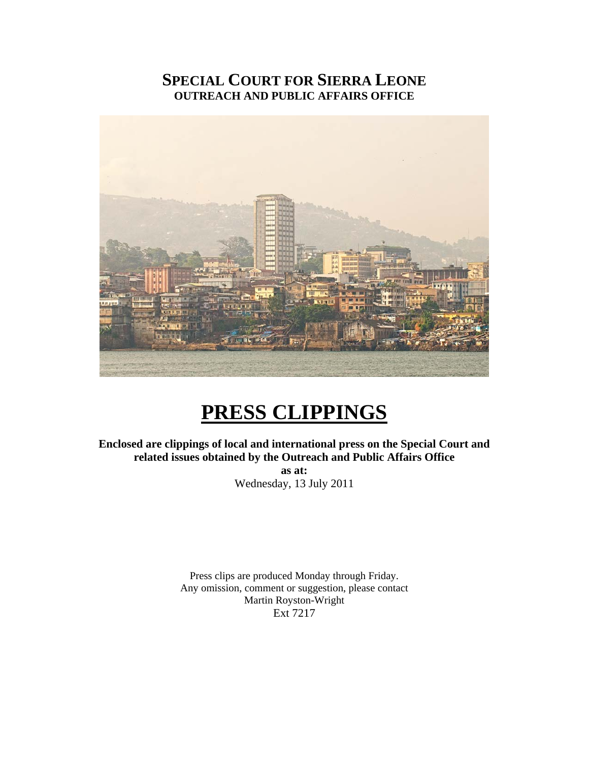# SPECIAL COURT FOR SIERRA LEONE

**OUTREACH AND PUBLIC AFFAIRS OFFICE**

# PRESS CLIPPINGS

**Enclosed are clippings of local and international press on the Special Court and related issues obtained by the Outreach and Public Affairs Office**

**as at:**

Wednesday, 13 July 2011

Press clips are produced Monday through Friday.
Any omission, comment or suggestion, please contact
Martin Royston-Wright
Ext 7217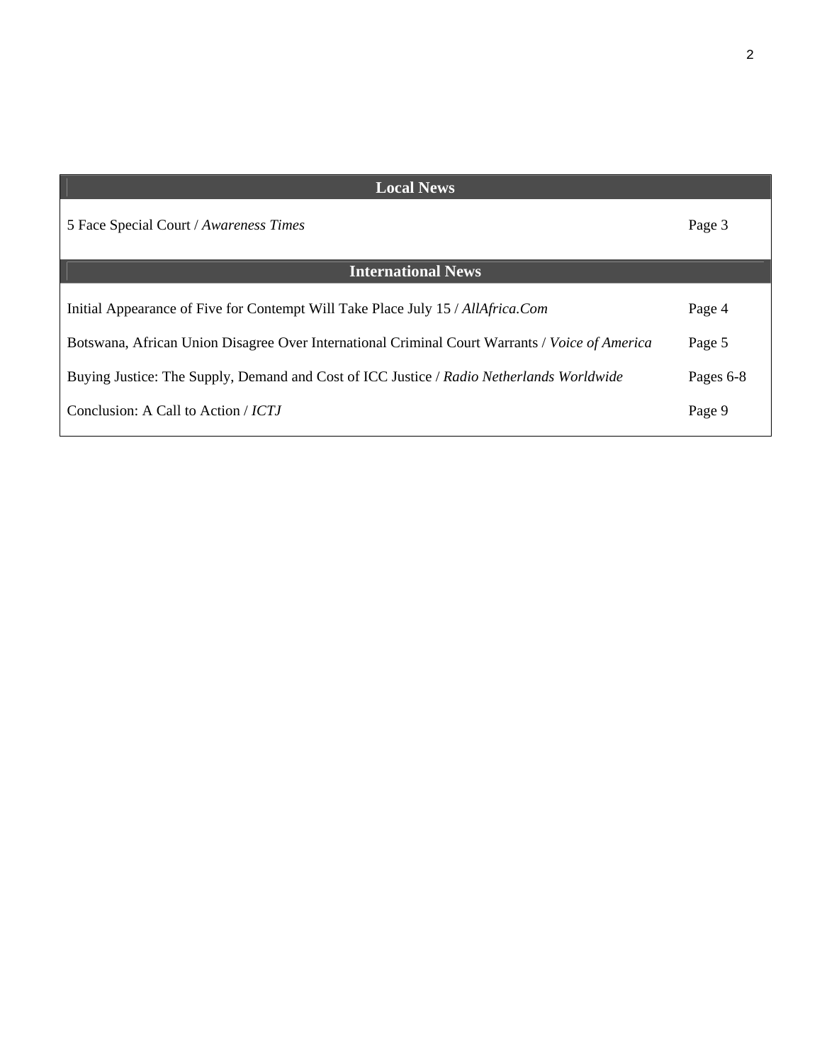| Local News | |
|---|---|
| 5 Face Special Court / *Awareness Times* | Page 3 |
| **International News** | |
| Initial Appearance of Five for Contempt Will Take Place July 15 / *AllAfrica.Com* | Page 4 |
| Botswana, African Union Disagree Over International Criminal Court Warrants / *Voice of America* | Page 5 |
| Buying Justice: The Supply, Demand and Cost of ICC Justice / *Radio Netherlands Worldwide* | Pages 6-8 |
| Conclusion: A Call to Action / *ICTJ* | Page 9 |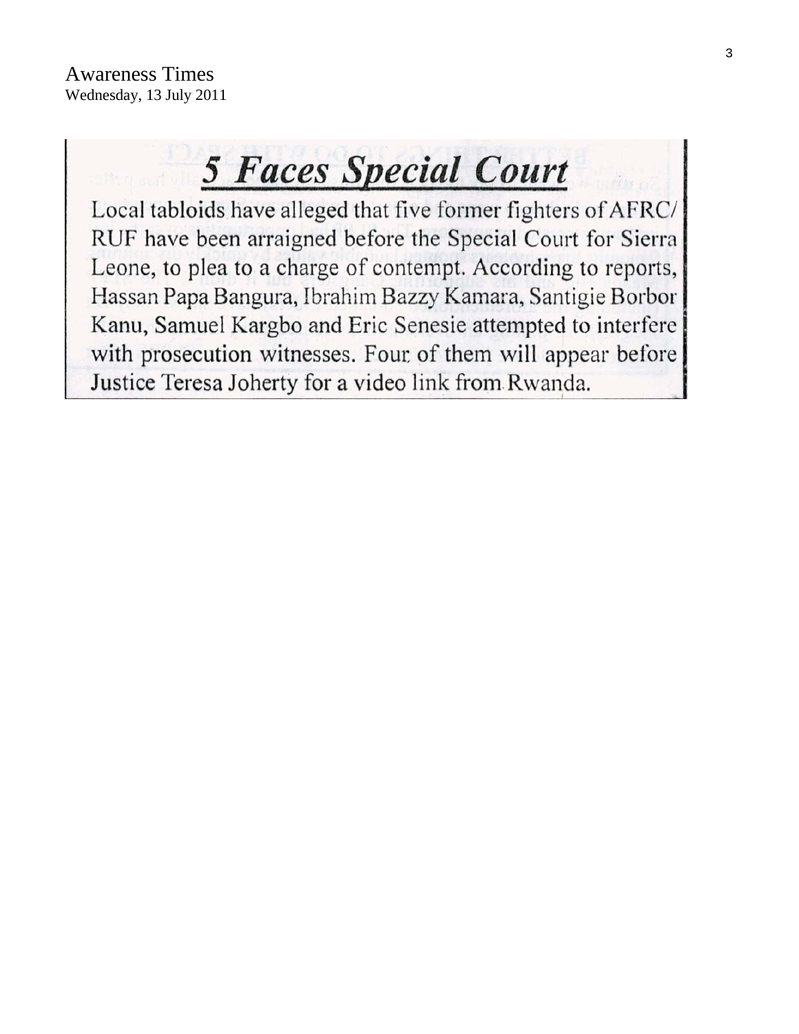Awareness Times
Wednesday, 13 July 2011

# *5 Faces Special Court*

Local tabloids have alleged that five former fighters of AFRC/ RUF have been arraigned before the Special Court for Sierra Leone, to plea to a charge of contempt. According to reports, Hassan Papa Bangura, Ibrahim Bazzy Kamara, Santigie Borbor Kanu, Samuel Kargbo and Eric Senesie attempted to interfere with prosecution witnesses. Four of them will appear before Justice Teresa Joherty for a video link from Rwanda.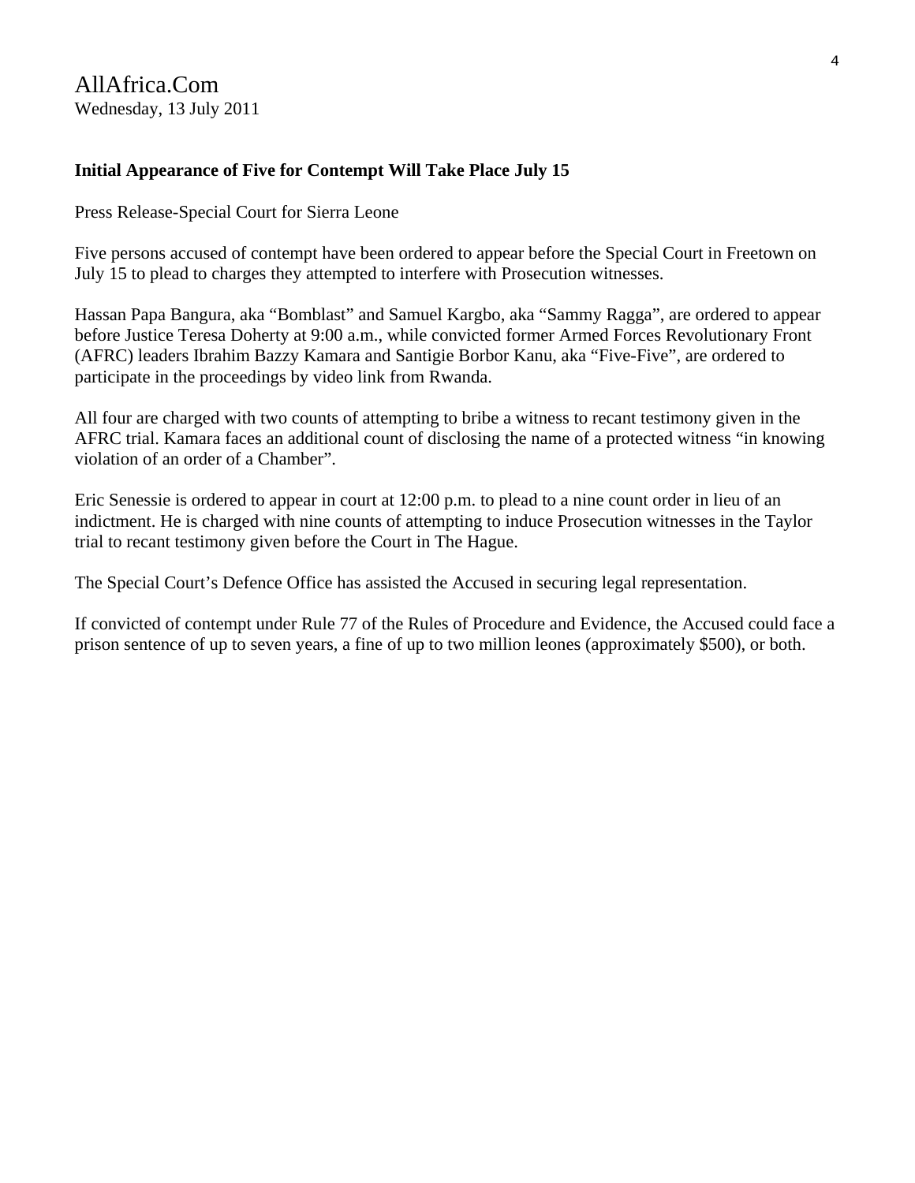AllAfrica.Com
Wednesday, 13 July 2011

**Initial Appearance of Five for Contempt Will Take Place July 15**

Press Release-Special Court for Sierra Leone

Five persons accused of contempt have been ordered to appear before the Special Court in Freetown on July 15 to plead to charges they attempted to interfere with Prosecution witnesses.

Hassan Papa Bangura, aka "Bomblast" and Samuel Kargbo, aka "Sammy Ragga", are ordered to appear before Justice Teresa Doherty at 9:00 a.m., while convicted former Armed Forces Revolutionary Front (AFRC) leaders Ibrahim Bazzy Kamara and Santigie Borbor Kanu, aka "Five-Five", are ordered to participate in the proceedings by video link from Rwanda.

All four are charged with two counts of attempting to bribe a witness to recant testimony given in the AFRC trial. Kamara faces an additional count of disclosing the name of a protected witness "in knowing violation of an order of a Chamber".

Eric Senessie is ordered to appear in court at 12:00 p.m. to plead to a nine count order in lieu of an indictment. He is charged with nine counts of attempting to induce Prosecution witnesses in the Taylor trial to recant testimony given before the Court in The Hague.

The Special Court's Defence Office has assisted the Accused in securing legal representation.

If convicted of contempt under Rule 77 of the Rules of Procedure and Evidence, the Accused could face a prison sentence of up to seven years, a fine of up to two million leones (approximately $500), or both.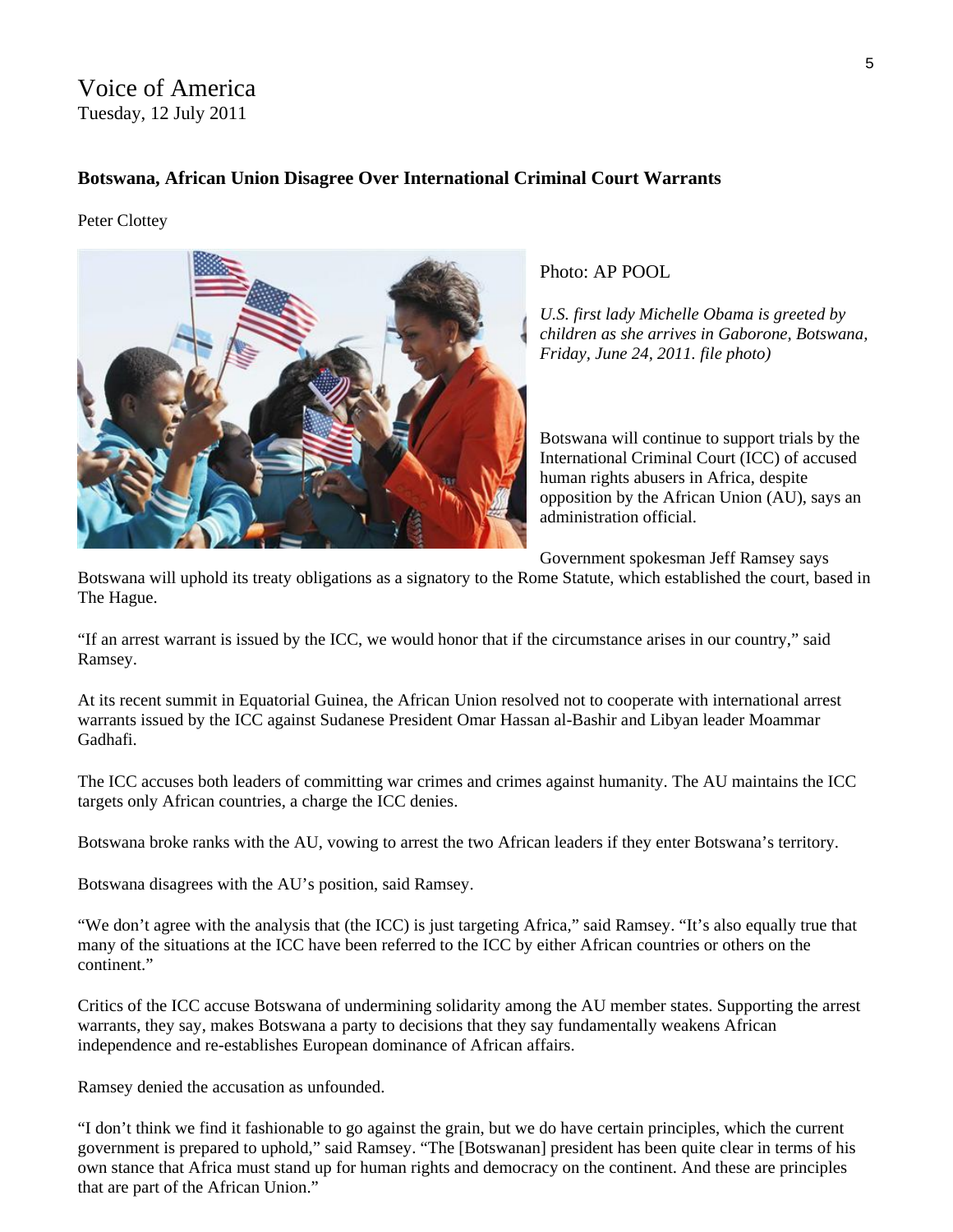# Voice of America

Tuesday, 12 July 2011

### Botswana, African Union Disagree Over International Criminal Court Warrants

Peter Clottey

Photo: AP POOL

*U.S. first lady Michelle Obama is greeted by children as she arrives in Gaborone, Botswana, Friday, June 24, 2011. file photo)*

Botswana will continue to support trials by the International Criminal Court (ICC) of accused human rights abusers in Africa, despite opposition by the African Union (AU), says an administration official.

Government spokesman Jeff Ramsey says Botswana will uphold its treaty obligations as a signatory to the Rome Statute, which established the court, based in The Hague.

"If an arrest warrant is issued by the ICC, we would honor that if the circumstance arises in our country," said Ramsey.

At its recent summit in Equatorial Guinea, the African Union resolved not to cooperate with international arrest warrants issued by the ICC against Sudanese President Omar Hassan al-Bashir and Libyan leader Moammar Gadhafi.

The ICC accuses both leaders of committing war crimes and crimes against humanity. The AU maintains the ICC targets only African countries, a charge the ICC denies.

Botswana broke ranks with the AU, vowing to arrest the two African leaders if they enter Botswana's territory.

Botswana disagrees with the AU's position, said Ramsey.

"We don't agree with the analysis that (the ICC) is just targeting Africa," said Ramsey. "It's also equally true that many of the situations at the ICC have been referred to the ICC by either African countries or others on the continent."

Critics of the ICC accuse Botswana of undermining solidarity among the AU member states. Supporting the arrest warrants, they say, makes Botswana a party to decisions that they say fundamentally weakens African independence and re-establishes European dominance of African affairs.

Ramsey denied the accusation as unfounded.

"I don't think we find it fashionable to go against the grain, but we do have certain principles, which the current government is prepared to uphold," said Ramsey. "The [Botswanan] president has been quite clear in terms of his own stance that Africa must stand up for human rights and democracy on the continent. And these are principles that are part of the African Union."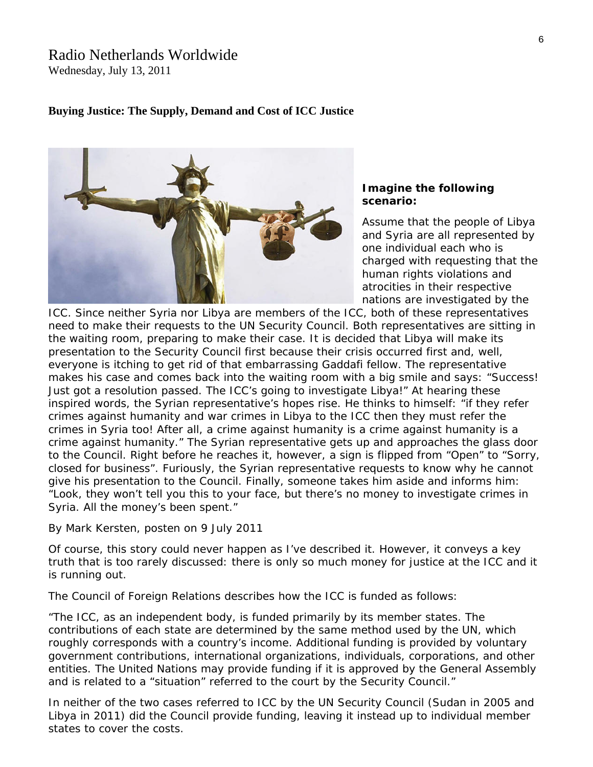Radio Netherlands Worldwide
Wednesday, July 13, 2011

**Buying Justice: The Supply, Demand and Cost of ICC Justice**

**Imagine the following scenario:**

Assume that the people of Libya and Syria are all represented by one individual each who is charged with requesting that the human rights violations and atrocities in their respective nations are investigated by the ICC. Since neither Syria nor Libya are members of the ICC, both of these representatives need to make their requests to the UN Security Council. Both representatives are sitting in the waiting room, preparing to make their case. It is decided that Libya will make its presentation to the Security Council first because their crisis occurred first and, well, everyone is itching to get rid of that embarrassing Gaddafi fellow. The representative makes his case and comes back into the waiting room with a big smile and says: "Success! Just got a resolution passed. The ICC's going to investigate Libya!" At hearing these inspired words, the Syrian representative's hopes rise. He thinks to himself: "if they refer crimes against humanity and war crimes in Libya to the ICC then they must refer the crimes in Syria too! After all, a crime against humanity is a crime against humanity is a crime against humanity." The Syrian representative gets up and approaches the glass door to the Council. Right before he reaches it, however, a sign is flipped from "Open" to "Sorry, closed for business". Furiously, the Syrian representative requests to know why he cannot give his presentation to the Council. Finally, someone takes him aside and informs him: "Look, they won't tell you this to your face, but there's no money to investigate crimes in Syria. All the money's been spent."

By Mark Kersten, posten on 9 July 2011

Of course, this story could never happen as I've described it. However, it conveys a key truth that is too rarely discussed: there is only so much money for justice at the ICC and it is running out.

The Council of Foreign Relations describes how the ICC is funded as follows:

"The ICC, as an independent body, is funded primarily by its member states. The contributions of each state are determined by the same method used by the UN, which roughly corresponds with a country's income. Additional funding is provided by voluntary government contributions, international organizations, individuals, corporations, and other entities. The United Nations may provide funding if it is approved by the General Assembly and is related to a "situation" referred to the court by the Security Council."

In neither of the two cases referred to ICC by the UN Security Council (Sudan in 2005 and Libya in 2011) did the Council provide funding, leaving it instead up to individual member states to cover the costs.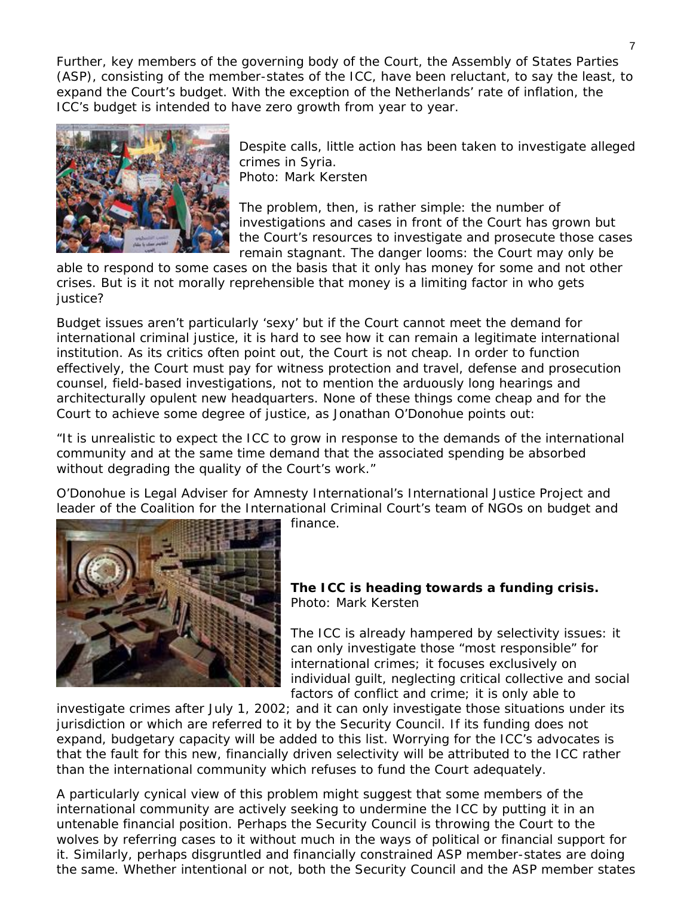Further, key members of the governing body of the Court, the Assembly of States Parties (ASP), consisting of the member-states of the ICC, have been reluctant, to say the least, to expand the Court's budget. With the exception of the Netherlands' rate of inflation, the ICC's budget is intended to have zero growth from year to year.

Despite calls, little action has been taken to investigate alleged crimes in Syria.
Photo: Mark Kersten

The problem, then, is rather simple: the number of investigations and cases in front of the Court has grown but the Court's resources to investigate and prosecute those cases remain stagnant. The danger looms: the Court may only be able to respond to some cases on the basis that it only has money for some and not other crises. But is it not morally reprehensible that money is a limiting factor in who gets justice?

Budget issues aren't particularly 'sexy' but if the Court cannot meet the demand for international criminal justice, it is hard to see how it can remain a legitimate international institution. As its critics often point out, the Court is not cheap. In order to function effectively, the Court must pay for witness protection and travel, defense and prosecution counsel, field-based investigations, not to mention the arduously long hearings and architecturally opulent new headquarters. None of these things come cheap and for the Court to achieve some degree of justice, as Jonathan O'Donohue points out:

"It is unrealistic to expect the ICC to grow in response to the demands of the international community and at the same time demand that the associated spending be absorbed without degrading the quality of the Court's work."

O'Donohue is Legal Adviser for Amnesty International's International Justice Project and leader of the Coalition for the International Criminal Court's team of NGOs on budget and finance.

**The ICC is heading towards a funding crisis.**
Photo: Mark Kersten

The ICC is already hampered by selectivity issues: it can only investigate those "most responsible" for international crimes; it focuses exclusively on individual guilt, neglecting critical collective and social factors of conflict and crime; it is only able to investigate crimes after July 1, 2002; and it can only investigate those situations under its jurisdiction or which are referred to it by the Security Council. If its funding does not expand, budgetary capacity will be added to this list. Worrying for the ICC's advocates is that the fault for this new, financially driven selectivity will be attributed to the ICC rather than the international community which refuses to fund the Court adequately.

A particularly cynical view of this problem might suggest that some members of the international community are actively seeking to undermine the ICC by putting it in an untenable financial position. Perhaps the Security Council is throwing the Court to the wolves by referring cases to it without much in the ways of political or financial support for it. Similarly, perhaps disgruntled and financially constrained ASP member-states are doing the same. Whether intentional or not, both the Security Council and the ASP member states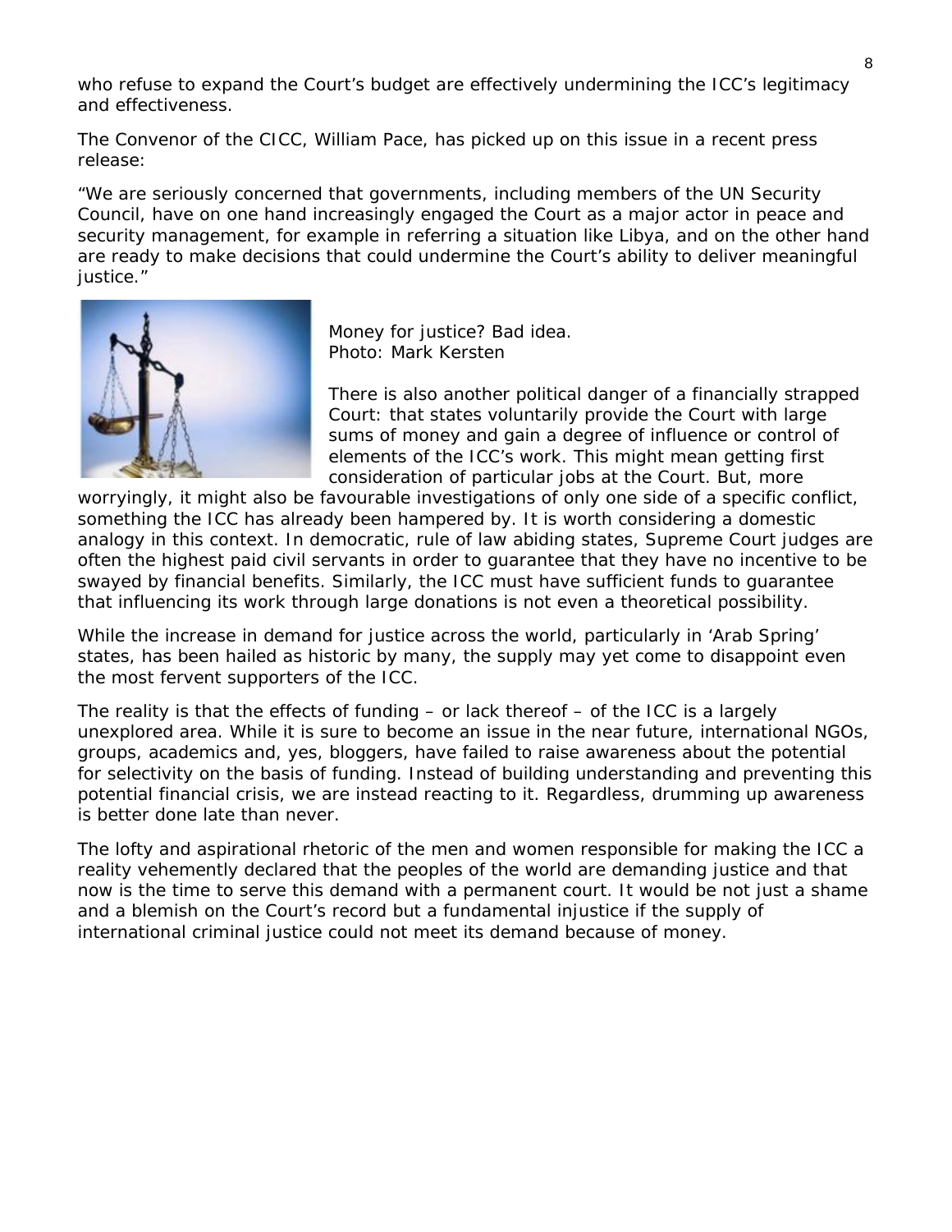who refuse to expand the Court's budget are effectively undermining the ICC's legitimacy and effectiveness.

The Convenor of the CICC, William Pace, has picked up on this issue in a recent press release:

"We are seriously concerned that governments, including members of the UN Security Council, have on one hand increasingly engaged the Court as a major actor in peace and security management, for example in referring a situation like Libya, and on the other hand are ready to make decisions that could undermine the Court's ability to deliver meaningful justice."

Money for justice? Bad idea.
Photo: Mark Kersten

There is also another political danger of a financially strapped Court: that states voluntarily provide the Court with large sums of money and gain a degree of influence or control of elements of the ICC's work. This might mean getting first consideration of particular jobs at the Court. But, more worryingly, it might also be favourable investigations of only one side of a specific conflict, something the ICC has already been hampered by. It is worth considering a domestic analogy in this context. In democratic, rule of law abiding states, Supreme Court judges are often the highest paid civil servants in order to guarantee that they have no incentive to be swayed by financial benefits. Similarly, the ICC must have sufficient funds to guarantee that influencing its work through large donations is not even a theoretical possibility.

While the increase in demand for justice across the world, particularly in 'Arab Spring' states, has been hailed as historic by many, the supply may yet come to disappoint even the most fervent supporters of the ICC.

The reality is that the effects of funding – or lack thereof – of the ICC is a largely unexplored area. While it is sure to become an issue in the near future, international NGOs, groups, academics and, yes, bloggers, have failed to raise awareness about the potential for selectivity on the basis of funding. Instead of building understanding and preventing this potential financial crisis, we are instead reacting to it. Regardless, drumming up awareness is better done late than never.

The lofty and aspirational rhetoric of the men and women responsible for making the ICC a reality vehemently declared that the peoples of the world are demanding justice and that now is the time to serve this demand with a permanent court. It would be not just a shame and a blemish on the Court's record but a fundamental injustice if the supply of international criminal justice could not meet its demand because of money.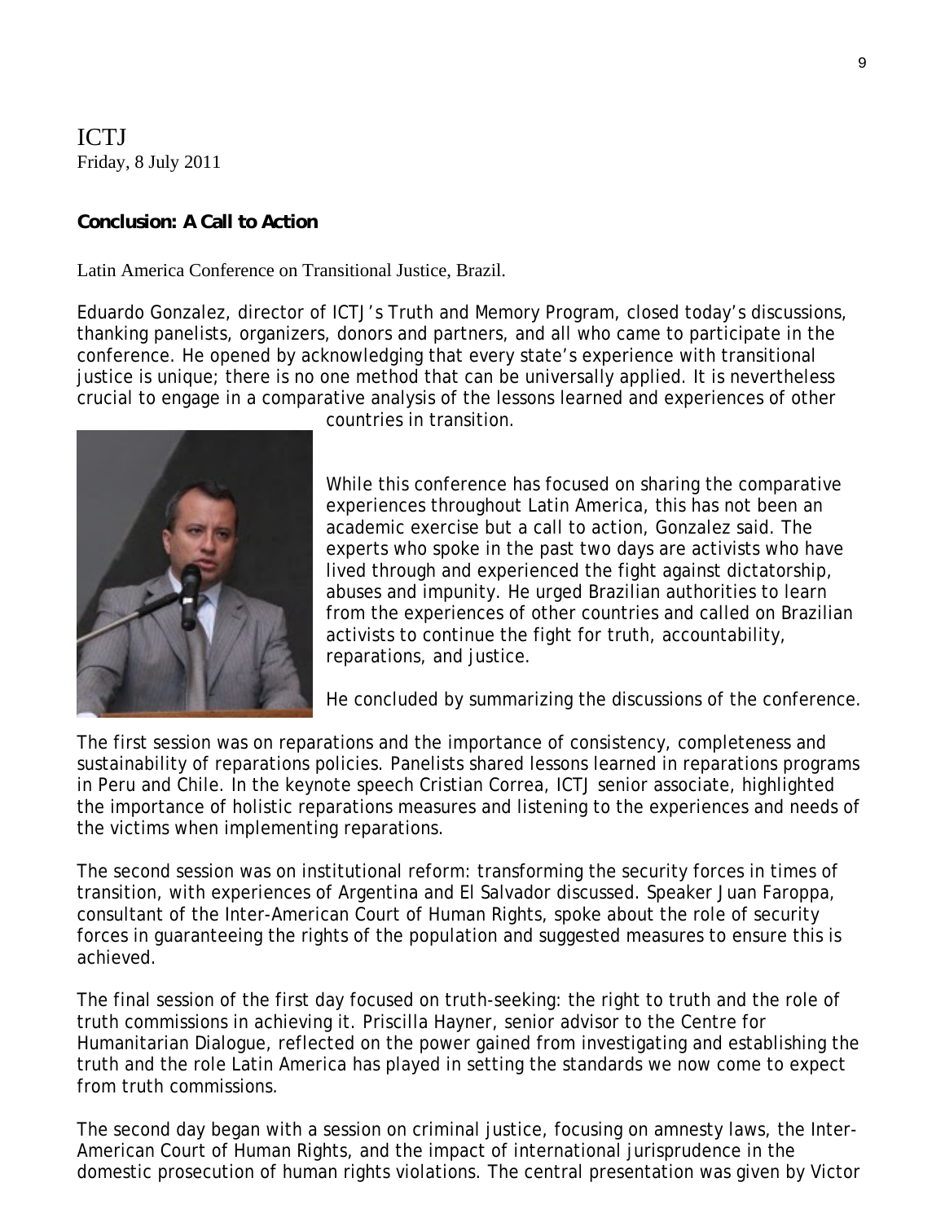ICTJ
Friday, 8 July 2011

**Conclusion: A Call to Action**

Latin America Conference on Transitional Justice, Brazil.

Eduardo Gonzalez, director of ICTJ's Truth and Memory Program, closed today's discussions, thanking panelists, organizers, donors and partners, and all who came to participate in the conference. He opened by acknowledging that every state's experience with transitional justice is unique; there is no one method that can be universally applied. It is nevertheless crucial to engage in a comparative analysis of the lessons learned and experiences of other countries in transition.

While this conference has focused on sharing the comparative experiences throughout Latin America, this has not been an academic exercise but a call to action, Gonzalez said. The experts who spoke in the past two days are activists who have lived through and experienced the fight against dictatorship, abuses and impunity. He urged Brazilian authorities to learn from the experiences of other countries and called on Brazilian activists to continue the fight for truth, accountability, reparations, and justice.

He concluded by summarizing the discussions of the conference.

The first session was on reparations and the importance of consistency, completeness and sustainability of reparations policies. Panelists shared lessons learned in reparations programs in Peru and Chile. In the keynote speech Cristian Correa, ICTJ senior associate, highlighted the importance of holistic reparations measures and listening to the experiences and needs of the victims when implementing reparations.

The second session was on institutional reform: transforming the security forces in times of transition, with experiences of Argentina and El Salvador discussed. Speaker Juan Faroppa, consultant of the Inter-American Court of Human Rights, spoke about the role of security forces in guaranteeing the rights of the population and suggested measures to ensure this is achieved.

The final session of the first day focused on truth-seeking: the right to truth and the role of truth commissions in achieving it. Priscilla Hayner, senior advisor to the Centre for Humanitarian Dialogue, reflected on the power gained from investigating and establishing the truth and the role Latin America has played in setting the standards we now come to expect from truth commissions.

The second day began with a session on criminal justice, focusing on amnesty laws, the Inter-American Court of Human Rights, and the impact of international jurisprudence in the domestic prosecution of human rights violations. The central presentation was given by Victor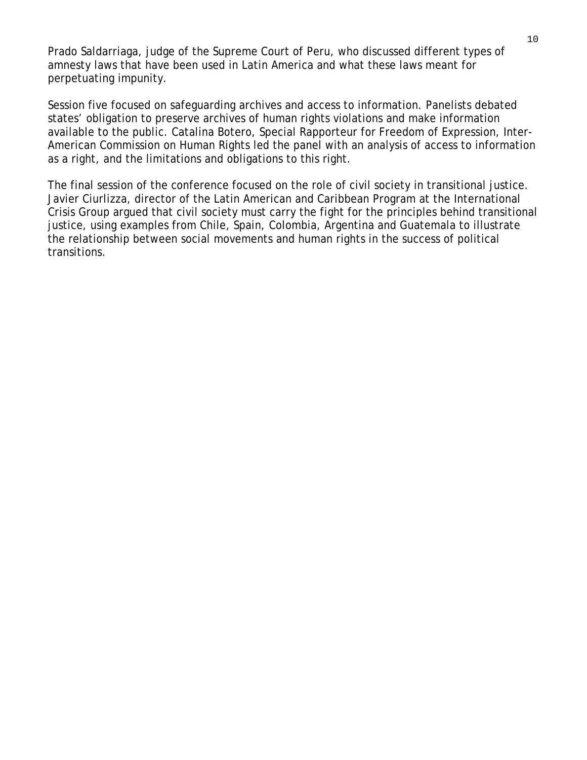Prado Saldarriaga, judge of the Supreme Court of Peru, who discussed different types of amnesty laws that have been used in Latin America and what these laws meant for perpetuating impunity.

Session five focused on safeguarding archives and access to information. Panelists debated states' obligation to preserve archives of human rights violations and make information available to the public. Catalina Botero, Special Rapporteur for Freedom of Expression, Inter-American Commission on Human Rights led the panel with an analysis of access to information as a right, and the limitations and obligations to this right.

The final session of the conference focused on the role of civil society in transitional justice. Javier Ciurlizza, director of the Latin American and Caribbean Program at the International Crisis Group argued that civil society must carry the fight for the principles behind transitional justice, using examples from Chile, Spain, Colombia, Argentina and Guatemala to illustrate the relationship between social movements and human rights in the success of political transitions.